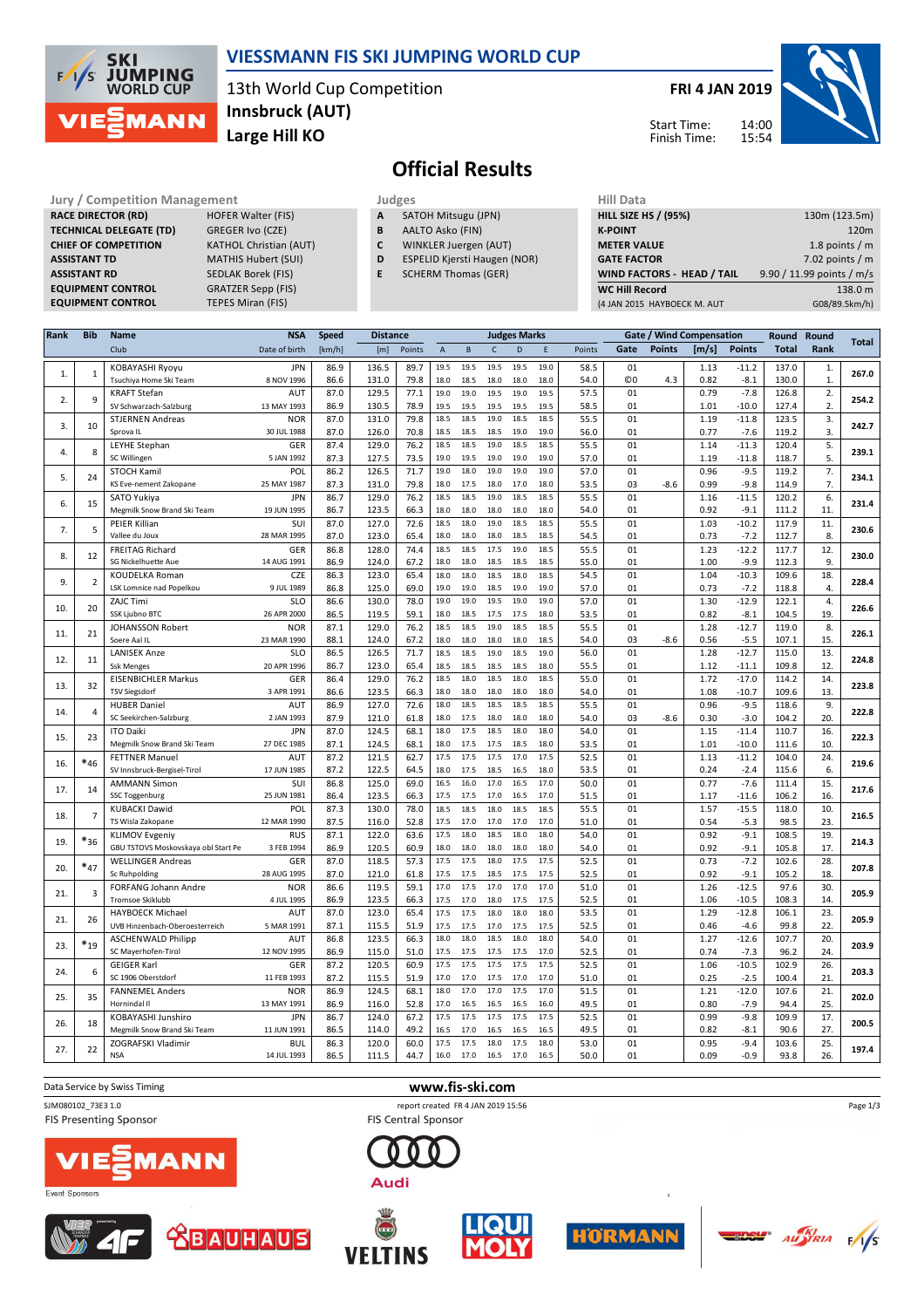# VIESSMANN FIS SKI JUMPING WORLD CUP

13th World Cup Competition
**Innsbruck (AUT)**
**Large Hill KO**

**FRI 4 JAN 2019**

Start Time: 14:00
Finish Time: 15:54

## Official Results

| Jury / Competition Management | |
|---|---|
| RACE DIRECTOR (RD) | HOFER Walter (FIS) |
| TECHNICAL DELEGATE (TD) | GREGER Ivo (CZE) |
| CHIEF OF COMPETITION | KATHOL Christian (AUT) |
| ASSISTANT TD | MATHIS Hubert (SUI) |
| ASSISTANT RD | SEDLAK Borek (FIS) |
| EQUIPMENT CONTROL | GRATZER Sepp (FIS) |
| EQUIPMENT CONTROL | TEPES Miran (FIS) |

| Judges | |
|---|---|
| A | SATOH Mitsugu (JPN) |
| B | AALTO Asko (FIN) |
| C | WINKLER Juergen (AUT) |
| D | ESPELID Kjersti Haugen (NOR) |
| E | SCHERM Thomas (GER) |

| Hill Data | |
|---|---|
| HILL SIZE HS / (95%) | 130m (123.5m) |
| K-POINT | 120m |
| METER VALUE | 1.8 points / m |
| GATE FACTOR | 7.02 points / m |
| WIND FACTORS - HEAD / TAIL | 9.90 / 11.99 points / m/s |
| WC Hill Record | 138.0 m |
| (4 JAN 2015 HAYBOECK M. AUT | G08/89.5km/h) |

| Rank | Bib | Name / Club | NSA / Date of birth | Speed [km/h] | Distance [m] | Distance Points | A | B | C | D | E | Judges Points | Gate | Gate Points | Wind [m/s] | Wind Points | Round Total | Round Rank | Total |
|---|---|---|---|---|---|---|---|---|---|---|---|---|---|---|---|---|---|---|---|
| 1. | 1 | KOBAYASHI Ryoyu | JPN | 86.9 | 136.5 | 89.7 | 19.5 | 19.5 | 19.5 | 19.5 | 19.0 | 58.5 | 01 | | 1.13 | -11.2 | 137.0 | 1. | 267.0 |
| | | Tsuchiya Home Ski Team | 8 NOV 1996 | 86.6 | 131.0 | 79.8 | 18.0 | 18.5 | 18.0 | 18.0 | 18.0 | 54.0 | ©0 | 4.3 | 0.82 | -8.1 | 130.0 | 1. | |
| 2. | 9 | KRAFT Stefan | AUT | 87.0 | 129.5 | 77.1 | 19.0 | 19.0 | 19.5 | 19.0 | 19.5 | 57.5 | 01 | | 0.79 | -7.8 | 126.8 | 2. | 254.2 |
| | | SV Schwarzach-Salzburg | 13 MAY 1993 | 86.9 | 130.5 | 78.9 | 19.5 | 19.5 | 19.5 | 19.5 | 19.5 | 58.5 | 01 | | 1.01 | -10.0 | 127.4 | 2. | |
| 3. | 10 | STJERNEN Andreas | NOR | 87.0 | 131.0 | 79.8 | 18.5 | 18.5 | 19.0 | 18.5 | 18.5 | 55.5 | 01 | | 1.19 | -11.8 | 123.5 | 3. | 242.7 |
| | | Sprova IL | 30 JUL 1988 | 87.0 | 126.0 | 70.8 | 18.5 | 18.5 | 18.5 | 19.0 | 19.0 | 56.0 | 01 | | 0.77 | -7.6 | 119.2 | 3. | |
| 4. | 8 | LEYHE Stephan | GER | 87.4 | 129.0 | 76.2 | 18.5 | 18.5 | 19.0 | 18.5 | 18.5 | 55.5 | 01 | | 1.14 | -11.3 | 120.4 | 5. | 239.1 |
| | | SC Willingen | 5 JAN 1992 | 87.3 | 127.5 | 73.5 | 19.0 | 19.5 | 19.0 | 19.0 | 19.0 | 57.0 | 01 | | 1.19 | -11.8 | 118.7 | 5. | |
| 5. | 24 | STOCH Kamil | POL | 86.2 | 126.5 | 71.7 | 19.0 | 18.0 | 19.0 | 19.0 | 19.0 | 57.0 | 01 | | 0.96 | -9.5 | 119.2 | 7. | 234.1 |
| | | KS Eve-nement Zakopane | 25 MAY 1987 | 87.3 | 131.0 | 79.8 | 18.0 | 17.5 | 18.0 | 17.0 | 18.0 | 53.5 | 03 | -8.6 | 0.99 | -9.8 | 114.9 | 7. | |
| 6. | 15 | SATO Yukiya | JPN | 86.7 | 129.0 | 76.2 | 18.5 | 18.5 | 19.0 | 18.5 | 18.5 | 55.5 | 01 | | 1.16 | -11.5 | 120.2 | 6. | 231.4 |
| | | Megmilk Snow Brand Ski Team | 19 JUN 1995 | 86.7 | 123.5 | 66.3 | 18.0 | 18.0 | 18.0 | 18.0 | 18.0 | 54.0 | 01 | | 0.92 | -9.1 | 111.2 | 11. | |
| 7. | 5 | PEIER Killian | SUI | 87.0 | 127.0 | 72.6 | 18.5 | 18.0 | 19.0 | 18.5 | 18.5 | 55.5 | 01 | | 1.03 | -10.2 | 117.9 | 11. | 230.6 |
| | | Vallee du Joux | 28 MAR 1995 | 87.0 | 123.0 | 65.4 | 18.0 | 18.0 | 18.0 | 18.5 | 18.5 | 54.5 | 01 | | 0.73 | -7.2 | 112.7 | 8. | |
| 8. | 12 | FREITAG Richard | GER | 86.8 | 128.0 | 74.4 | 18.5 | 18.5 | 17.5 | 19.0 | 18.5 | 55.5 | 01 | | 1.23 | -12.2 | 117.7 | 12. | 230.0 |
| | | SG Nickelhuette Aue | 14 AUG 1991 | 86.9 | 124.0 | 67.2 | 18.0 | 18.0 | 18.5 | 18.5 | 18.5 | 55.0 | 01 | | 1.00 | -9.9 | 112.3 | 9. | |
| 9. | 2 | KOUDELKA Roman | CZE | 86.3 | 123.0 | 65.4 | 18.0 | 18.0 | 18.5 | 18.0 | 18.5 | 54.5 | 01 | | 1.04 | -10.3 | 109.6 | 18. | 228.4 |
| | | LSK Lomnice nad Popelkou | 9 JUL 1989 | 86.8 | 125.0 | 69.0 | 19.0 | 19.0 | 18.5 | 19.0 | 19.0 | 57.0 | 01 | | 0.73 | -7.2 | 118.8 | 4. | |
| 10. | 20 | ZAJC Timi | SLO | 86.6 | 130.0 | 78.0 | 19.0 | 19.0 | 19.5 | 19.0 | 19.0 | 57.0 | 01 | | 1.30 | -12.9 | 122.1 | 4. | 226.6 |
| | | SSK Ljubno BTC | 26 APR 2000 | 86.5 | 119.5 | 59.1 | 18.0 | 18.5 | 17.5 | 17.5 | 18.0 | 53.5 | 01 | | 0.82 | -8.1 | 104.5 | 19. | |
| 11. | 21 | JOHANSSON Robert | NOR | 87.1 | 129.0 | 76.2 | 18.5 | 18.5 | 19.0 | 18.5 | 18.5 | 55.5 | 01 | | 1.28 | -12.7 | 119.0 | 8. | 226.1 |
| | | Soere Aal IL | 23 MAR 1990 | 88.1 | 124.0 | 67.2 | 18.0 | 18.0 | 18.0 | 18.0 | 18.0 | 54.0 | 03 | -8.6 | 0.56 | -5.5 | 107.1 | 15. | |
| 12. | 11 | LANISEK Anze | SLO | 86.5 | 126.5 | 71.7 | 18.5 | 18.5 | 19.0 | 18.5 | 19.0 | 56.0 | 01 | | 1.28 | -12.7 | 115.0 | 13. | 224.8 |
| | | Ssk Menges | 20 APR 1996 | 86.7 | 123.0 | 65.4 | 18.5 | 18.5 | 18.5 | 18.5 | 18.5 | 55.5 | 01 | | 1.12 | -11.1 | 109.8 | 12. | |
| 13. | 32 | EISENBICHLER Markus | GER | 86.4 | 129.0 | 76.2 | 18.5 | 18.0 | 18.5 | 18.0 | 18.5 | 55.0 | 01 | | 1.72 | -17.0 | 114.2 | 14. | 223.8 |
| | | TSV Siegsdorf | 3 APR 1991 | 86.6 | 123.5 | 66.3 | 18.0 | 18.0 | 18.0 | 18.0 | 18.0 | 54.0 | 01 | | 1.08 | -10.7 | 109.6 | 13. | |
| 14. | 4 | HUBER Daniel | AUT | 86.9 | 127.0 | 72.6 | 18.0 | 18.5 | 18.5 | 18.5 | 18.5 | 55.5 | 01 | | 0.96 | -9.5 | 118.6 | 9. | 222.8 |
| | | SC Seekirchen-Salzburg | 2 JAN 1993 | 87.9 | 121.0 | 61.8 | 18.0 | 17.5 | 18.0 | 18.0 | 18.0 | 54.0 | 03 | -8.6 | 0.30 | -3.0 | 104.2 | 20. | |
| 15. | 23 | ITO Daiki | JPN | 87.0 | 124.5 | 68.1 | 18.0 | 17.5 | 18.5 | 18.0 | 18.0 | 54.0 | 01 | | 1.15 | -11.4 | 110.7 | 16. | 222.3 |
| | | Megmilk Snow Brand Ski Team | 27 DEC 1985 | 87.1 | 124.5 | 68.1 | 18.0 | 17.5 | 17.5 | 18.5 | 18.0 | 53.5 | 01 | | 1.01 | -10.0 | 111.6 | 10. | |
| 16. | *46 | FETTNER Manuel | AUT | 87.2 | 121.5 | 62.7 | 17.5 | 17.5 | 17.5 | 17.0 | 17.5 | 52.5 | 01 | | 1.13 | -11.2 | 104.0 | 24. | 219.6 |
| | | SV Innsbruck-Bergisel-Tirol | 17 JUN 1985 | 87.2 | 122.5 | 64.5 | 18.0 | 17.5 | 18.5 | 16.5 | 18.0 | 53.5 | 01 | | 0.24 | -2.4 | 115.6 | 6. | |
| 17. | 14 | AMMANN Simon | SUI | 86.8 | 125.0 | 69.0 | 16.5 | 16.0 | 17.0 | 16.5 | 17.0 | 50.0 | 01 | | 0.77 | -7.6 | 111.4 | 15. | 217.6 |
| | | SSC Toggenburg | 25 JUN 1981 | 86.4 | 123.5 | 66.3 | 17.5 | 17.5 | 17.0 | 16.5 | 17.0 | 51.5 | 01 | | 1.17 | -11.6 | 106.2 | 16. | |
| 18. | 7 | KUBACKI Dawid | POL | 87.3 | 130.0 | 78.0 | 18.5 | 18.5 | 18.5 | 18.5 | 18.5 | 55.5 | 01 | | 1.57 | -15.5 | 118.0 | 10. | 216.5 |
| | | TS Wisla Zakopane | 12 MAR 1990 | 87.5 | 116.0 | 52.8 | 17.5 | 17.0 | 17.0 | 17.0 | 17.0 | 51.0 | 01 | | 0.54 | -5.3 | 98.5 | 23. | |
| 19. | *36 | KLIMOV Evgeniy | RUS | 87.1 | 122.0 | 63.6 | 17.5 | 18.0 | 18.5 | 18.0 | 18.0 | 54.0 | 01 | | 0.92 | -9.1 | 108.5 | 19. | 214.3 |
| | | GBU TSTOVS Moskovskaya obl Start Pe | 3 FEB 1994 | 86.9 | 120.5 | 60.9 | 18.0 | 18.0 | 18.0 | 18.0 | 18.0 | 54.0 | 01 | | 0.92 | -9.1 | 105.8 | 17. | |
| 20. | *47 | WELLINGER Andreas | GER | 87.0 | 118.5 | 57.3 | 17.5 | 17.5 | 18.0 | 17.5 | 17.5 | 52.5 | 01 | | 0.73 | -7.2 | 102.6 | 28. | 207.8 |
| | | Sc Ruhpolding | 28 AUG 1995 | 87.0 | 121.0 | 61.8 | 17.5 | 17.5 | 18.5 | 17.5 | 17.5 | 52.5 | 01 | | 0.92 | -9.1 | 105.2 | 18. | |
| 21. | 3 | FORFANG Johann Andre | NOR | 86.6 | 119.5 | 59.1 | 17.0 | 17.5 | 17.0 | 17.0 | 17.0 | 51.0 | 01 | | 1.26 | -12.5 | 97.6 | 30. | 205.9 |
| | | Tromsoe Skiklubb | 4 JUL 1995 | 86.9 | 123.5 | 66.3 | 17.5 | 17.0 | 18.0 | 17.5 | 17.5 | 52.5 | 01 | | 1.06 | -10.5 | 108.3 | 14. | |
| 21. | 26 | HAYBOECK Michael | AUT | 87.0 | 123.0 | 65.4 | 17.5 | 17.5 | 18.0 | 18.0 | 18.0 | 53.5 | 01 | | 1.29 | -12.8 | 106.1 | 23. | 205.9 |
| | | UVB Hinzenbach-Oberoesterreich | 5 MAR 1991 | 87.1 | 115.5 | 51.9 | 17.5 | 17.5 | 17.0 | 17.5 | 17.5 | 52.5 | 01 | | 0.46 | -4.6 | 99.8 | 22. | |
| 23. | *19 | ASCHENWALD Philipp | AUT | 86.8 | 123.5 | 66.3 | 18.0 | 18.0 | 18.0 | 18.0 | 18.0 | 54.0 | 01 | | 1.27 | -12.6 | 107.7 | 20. | 203.9 |
| | | SC Mayerhofen-Tirol | 12 NOV 1995 | 86.9 | 115.0 | 51.0 | 17.5 | 17.5 | 17.5 | 17.5 | 17.0 | 52.5 | 01 | | 0.74 | -7.3 | 96.2 | 24. | |
| 24. | 6 | GEIGER Karl | GER | 87.2 | 120.5 | 60.9 | 17.5 | 17.5 | 17.5 | 17.5 | 17.5 | 52.5 | 01 | | 1.06 | -10.5 | 102.9 | 26. | 203.3 |
| | | SC 1906 Oberstdorf | 11 FEB 1993 | 87.2 | 115.5 | 51.9 | 17.0 | 17.0 | 17.0 | 17.0 | 17.0 | 51.0 | 01 | | 0.25 | -2.5 | 100.4 | 21. | |
| 25. | 35 | FANNEMEL Anders | NOR | 86.9 | 124.5 | 68.1 | 18.0 | 17.0 | 17.0 | 17.5 | 17.0 | 51.5 | 01 | | 1.21 | -12.0 | 107.6 | 21. | 202.0 |
| | | Hornindal Il | 13 MAY 1991 | 86.9 | 116.0 | 52.8 | 17.0 | 16.5 | 16.5 | 16.5 | 16.0 | 49.5 | 01 | | 0.80 | -7.9 | 94.4 | 25. | |
| 26. | 18 | KOBAYASHI Junshiro | JPN | 86.7 | 124.0 | 67.2 | 17.5 | 17.5 | 17.5 | 17.5 | 17.5 | 52.5 | 01 | | 0.99 | -9.8 | 109.9 | 17. | 200.5 |
| | | Megmilk Snow Brand Ski Team | 11 JUN 1991 | 86.5 | 114.0 | 49.2 | 16.5 | 17.0 | 16.5 | 16.5 | 16.5 | 49.5 | 01 | | 0.82 | -8.1 | 90.6 | 27. | |
| 27. | 22 | ZOGRAFSKI Vladimir | BUL | 86.3 | 120.0 | 60.0 | 17.5 | 17.5 | 18.0 | 17.5 | 18.0 | 53.0 | 01 | | 0.95 | -9.4 | 103.6 | 25. | 197.4 |
| | | NSA | 14 JUL 1993 | 86.5 | 111.5 | 44.7 | 16.0 | 17.0 | 16.5 | 17.0 | 16.5 | 50.0 | 01 | | 0.09 | -0.9 | 93.8 | 26. | |

Data Service by Swiss Timing

www.fis-ski.com

SJM080102_73E3 1.0 report created FR 4 JAN 2019 15:56

FIS Presenting Sponsor

FIS Central Sponsor

Event Sponsors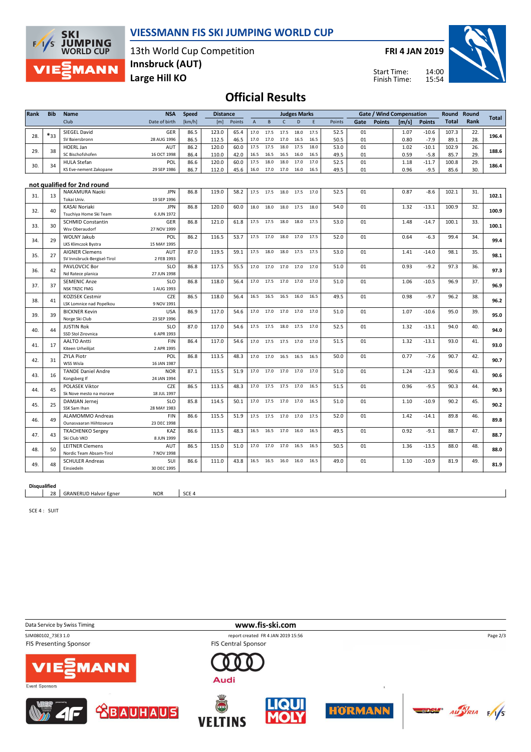# VIESSMANN FIS SKI JUMPING WORLD CUP

13th World Cup Competition
**Innsbruck (AUT)**
**Large Hill KO**

**FRI 4 JAN 2019**

Start Time: 14:00
Finish Time: 15:54

## Official Results

| Rank | Bib | Name / Club | NSA / Date of birth | Speed [km/h] | Distance [m] | Distance Points | A | B | C | D | E | Judges Points | Gate | Gate Points | Wind [m/s] | Wind Points | Round Total | Round Rank | Total |
|---|---|---|---|---|---|---|---|---|---|---|---|---|---|---|---|---|---|---|---|
| 28. | *33 | SIEGEL David | GER | 86.5 | 123.0 | 65.4 | 17.0 | 17.5 | 17.5 | 18.0 | 17.5 | 52.5 | 01 | | 1.07 | -10.6 | 107.3 | 22. | 196.4 |
| | | SV Baiersbronn | 28 AUG 1996 | 86.5 | 112.5 | 46.5 | 17.0 | 17.0 | 17.0 | 16.5 | 16.5 | 50.5 | 01 | | 0.80 | -7.9 | 89.1 | 28. | |
| 29. | 38 | HOERL Jan | AUT | 86.2 | 120.0 | 60.0 | 17.5 | 17.5 | 18.0 | 17.5 | 18.0 | 53.0 | 01 | | 1.02 | -10.1 | 102.9 | 26. | 188.6 |
| | | SC Bischofshofen | 16 OCT 1998 | 86.4 | 110.0 | 42.0 | 16.5 | 16.5 | 16.5 | 16.0 | 16.5 | 49.5 | 01 | | 0.59 | -5.8 | 85.7 | 29. | |
| 30. | 34 | HULA Stefan | POL | 86.6 | 120.0 | 60.0 | 17.5 | 18.0 | 18.0 | 17.0 | 17.0 | 52.5 | 01 | | 1.18 | -11.7 | 100.8 | 29. | 186.4 |
| | | KS Eve-nement Zakopane | 29 SEP 1986 | 86.7 | 112.0 | 45.6 | 16.0 | 17.0 | 17.0 | 16.0 | 16.5 | 49.5 | 01 | | 0.96 | -9.5 | 85.6 | 30. | |

### not qualified for 2nd round

| Rank | Bib | Name / Club | NSA / Date of birth | Speed [km/h] | Distance [m] | Distance Points | A | B | C | D | E | Judges Points | Gate | Gate Points | Wind [m/s] | Wind Points | Round Total | Round Rank | Total |
|---|---|---|---|---|---|---|---|---|---|---|---|---|---|---|---|---|---|---|---|
| 31. | 13 | NAKAMURA Naoki / Tokai Univ. | JPN / 19 SEP 1996 | 86.8 | 119.0 | 58.2 | 17.5 | 17.5 | 18.0 | 17.5 | 17.0 | 52.5 | 01 | | 0.87 | -8.6 | 102.1 | 31. | 102.1 |
| 32. | 40 | KASAI Noriaki / Tsuchiya Home Ski Team | JPN / 6 JUN 1972 | 86.8 | 120.0 | 60.0 | 18.0 | 18.0 | 18.0 | 17.5 | 18.0 | 54.0 | 01 | | 1.32 | -13.1 | 100.9 | 32. | 100.9 |
| 33. | 30 | SCHMID Constantin / Wsv Oberaudorf | GER / 27 NOV 1999 | 86.8 | 121.0 | 61.8 | 17.5 | 17.5 | 18.0 | 18.0 | 17.5 | 53.0 | 01 | | 1.48 | -14.7 | 100.1 | 33. | 100.1 |
| 34. | 29 | WOLNY Jakub / LKS Klimczok Bystra | POL / 15 MAY 1995 | 86.2 | 116.5 | 53.7 | 17.5 | 17.0 | 18.0 | 17.0 | 17.5 | 52.0 | 01 | | 0.64 | -6.3 | 99.4 | 34. | 99.4 |
| 35. | 27 | AIGNER Clemens / SV Innsbruck-Bergisel-Tirol | AUT / 2 FEB 1993 | 87.0 | 119.5 | 59.1 | 17.5 | 18.0 | 18.0 | 17.5 | 17.5 | 53.0 | 01 | | 1.41 | -14.0 | 98.1 | 35. | 98.1 |
| 36. | 42 | PAVLOVCIC Bor / Nd Ratece planica | SLO / 27 JUN 1998 | 86.8 | 117.5 | 55.5 | 17.0 | 17.0 | 17.0 | 17.0 | 17.0 | 51.0 | 01 | | 0.93 | -9.2 | 97.3 | 36. | 97.3 |
| 37. | 37 | SEMENIC Anze / NSK TRZIC FMG | SLO / 1 AUG 1993 | 86.8 | 118.0 | 56.4 | 17.0 | 17.5 | 17.0 | 17.0 | 17.0 | 51.0 | 01 | | 1.06 | -10.5 | 96.9 | 37. | 96.9 |
| 38. | 41 | KOZISEK Cestmir / LSK Lomnice nad Popelkou | CZE / 9 NOV 1991 | 86.5 | 118.0 | 56.4 | 16.5 | 16.5 | 16.5 | 16.0 | 16.5 | 49.5 | 01 | | 0.98 | -9.7 | 96.2 | 38. | 96.2 |
| 39. | 39 | BICKNER Kevin / Norge Ski Club | USA / 23 SEP 1996 | 86.9 | 117.0 | 54.6 | 17.0 | 17.0 | 17.0 | 17.0 | 17.0 | 51.0 | 01 | | 1.07 | -10.6 | 95.0 | 39. | 95.0 |
| 40. | 44 | JUSTIN Rok / SSD Stol Zirovnica | SLO / 6 APR 1993 | 87.0 | 117.0 | 54.6 | 17.5 | 17.5 | 18.0 | 17.5 | 17.0 | 52.5 | 01 | | 1.32 | -13.1 | 94.0 | 40. | 94.0 |
| 41. | 17 | AALTO Antti / Kiteen Urheilijat | FIN / 2 APR 1995 | 86.4 | 117.0 | 54.6 | 17.0 | 17.5 | 17.5 | 17.0 | 17.0 | 51.5 | 01 | | 1.32 | -13.1 | 93.0 | 41. | 93.0 |
| 42. | 31 | ZYLA Piotr / WSS Wisla | POL / 16 JAN 1987 | 86.8 | 113.5 | 48.3 | 17.0 | 17.0 | 16.5 | 16.5 | 16.5 | 50.0 | 01 | | 0.77 | -7.6 | 90.7 | 42. | 90.7 |
| 43. | 16 | TANDE Daniel Andre / Kongsberg If | NOR / 24 JAN 1994 | 87.1 | 115.5 | 51.9 | 17.0 | 17.0 | 17.0 | 17.0 | 17.0 | 51.0 | 01 | | 1.24 | -12.3 | 90.6 | 43. | 90.6 |
| 44. | 45 | POLASEK Viktor / Sk Nove mesto na morave | CZE / 18 JUL 1997 | 86.5 | 113.5 | 48.3 | 17.0 | 17.5 | 17.5 | 17.0 | 16.5 | 51.5 | 01 | | 0.96 | -9.5 | 90.3 | 44. | 90.3 |
| 45. | 25 | DAMJAN Jernej / SSK Sam Ihan | SLO / 28 MAY 1983 | 85.8 | 114.5 | 50.1 | 17.0 | 17.5 | 17.0 | 17.0 | 16.5 | 51.0 | 01 | | 1.10 | -10.9 | 90.2 | 45. | 90.2 |
| 46. | 49 | ALAMOMMO Andreas / Ounasvaaran Hiihtoseura | FIN / 23 DEC 1998 | 86.6 | 115.5 | 51.9 | 17.5 | 17.5 | 17.0 | 17.0 | 17.5 | 52.0 | 01 | | 1.42 | -14.1 | 89.8 | 46. | 89.8 |
| 47. | 43 | TKACHENKO Sergey / Ski Club VKO | KAZ / 8 JUN 1999 | 86.6 | 113.5 | 48.3 | 16.5 | 16.5 | 17.0 | 16.0 | 16.5 | 49.5 | 01 | | 0.92 | -9.1 | 88.7 | 47. | 88.7 |
| 48. | 50 | LEITNER Clemens / Nordic Team Absam-Tirol | AUT / 7 NOV 1998 | 86.5 | 115.0 | 51.0 | 17.0 | 17.0 | 17.0 | 16.5 | 16.5 | 50.5 | 01 | | 1.36 | -13.5 | 88.0 | 48. | 88.0 |
| 49. | 48 | SCHULER Andreas / Einsiedeln | SUI / 30 DEC 1995 | 86.6 | 111.0 | 43.8 | 16.5 | 16.5 | 16.0 | 16.0 | 16.5 | 49.0 | 01 | | 1.10 | -10.9 | 81.9 | 49. | 81.9 |

**Disqualified**

| Bib | Name | NSA | Reason |
|---|---|---|---|
| 28 | GRANERUD Halvor Egner | NOR | SCE 4 |

SCE 4 : SUIT

Data Service by Swiss Timing — www.fis-ski.com

SJM080102_73E3 1.0 — report created FR 4 JAN 2019 15:56

FIS Presenting Sponsor: VIESSMANN — FIS Central Sponsor: Audi — Event Sponsors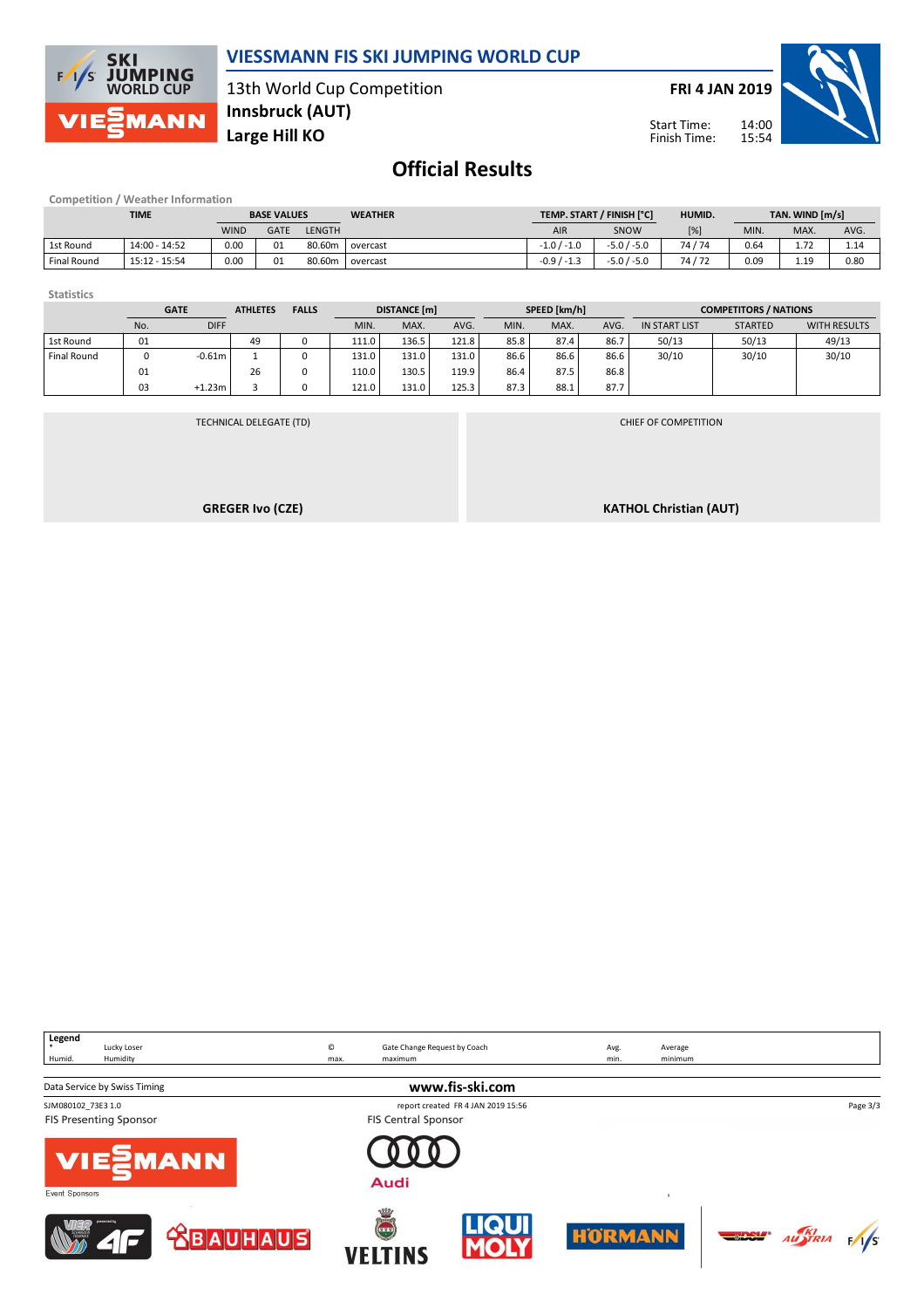# VIESSMANN FIS SKI JUMPING WORLD CUP

13th World Cup Competition
**Innsbruck (AUT)**
**Large Hill KO**

**FRI 4 JAN 2019**

Start Time: 14:00
Finish Time: 15:54

## Official Results

Competition / Weather Information

| | TIME | BASE VALUES | | | WEATHER | TEMP. START / FINISH [°C] | | HUMID. | TAN. WIND [m/s] | | |
|---|---|---|---|---|---|---|---|---|---|---|---|
| | | WIND | GATE | LENGTH | | AIR | SNOW | [%] | MIN. | MAX. | AVG. |
| 1st Round | 14:00 - 14:52 | 0.00 | 01 | 80.60m | overcast | -1.0 / -1.0 | -5.0 / -5.0 | 74 / 74 | 0.64 | 1.72 | 1.14 |
| Final Round | 15:12 - 15:54 | 0.00 | 01 | 80.60m | overcast | -0.9 / -1.3 | -5.0 / -5.0 | 74 / 72 | 0.09 | 1.19 | 0.80 |

Statistics

| | GATE | | ATHLETES | FALLS | DISTANCE [m] | | | SPEED [km/h] | | | COMPETITORS / NATIONS | | |
|---|---|---|---|---|---|---|---|---|---|---|---|---|---|
| | No. | DIFF | | | MIN. | MAX. | AVG. | MIN. | MAX. | AVG. | IN START LIST | STARTED | WITH RESULTS |
| 1st Round | 01 | | 49 | 0 | 111.0 | 136.5 | 121.8 | 85.8 | 87.4 | 86.7 | 50/13 | 50/13 | 49/13 |
| Final Round | 0 | -0.61m | 1 | 0 | 131.0 | 131.0 | 131.0 | 86.6 | 86.6 | 86.6 | 30/10 | 30/10 | 30/10 |
| | 01 | | 26 | 0 | 110.0 | 130.5 | 119.9 | 86.4 | 87.5 | 86.8 | | | |
| | 03 | +1.23m | 3 | 0 | 121.0 | 131.0 | 125.3 | 87.3 | 88.1 | 87.7 | | | |

| TECHNICAL DELEGATE (TD) | CHIEF OF COMPETITION |
|---|---|
| **GREGER Ivo (CZE)** | **KATHOL Christian (AUT)** |

| Legend | | | | | |
|---|---|---|---|---|---|
| * | Lucky Loser | © | Gate Change Request by Coach | Avg. | Average |
| Humid. | Humidity | max. | maximum | min. | minimum |

Data Service by Swiss Timing

www.fis-ski.com

SJM080102_73E3 1.0

report created FR 4 JAN 2019 15:56

FIS Presenting Sponsor

FIS Central Sponsor

Event Sponsors